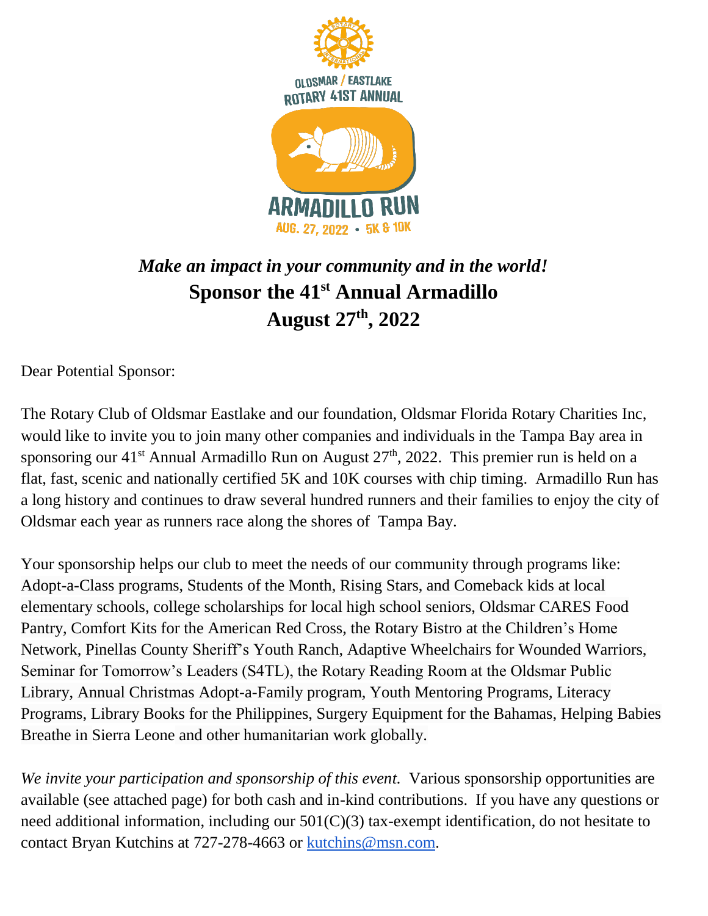OLDSMAR / EASTLAKE
ROTARY 41ST ANNUAL

ARMADILLO RUN
AUG. 27, 2022 • 5K & 10K

*Make an impact in your community and in the world!*

**Sponsor the 41st Annual Armadillo**
**August 27th, 2022**

Dear Potential Sponsor:

The Rotary Club of Oldsmar Eastlake and our foundation, Oldsmar Florida Rotary Charities Inc, would like to invite you to join many other companies and individuals in the Tampa Bay area in sponsoring our 41st Annual Armadillo Run on August 27th, 2022. This premier run is held on a flat, fast, scenic and nationally certified 5K and 10K courses with chip timing. Armadillo Run has a long history and continues to draw several hundred runners and their families to enjoy the city of Oldsmar each year as runners race along the shores of Tampa Bay.

Your sponsorship helps our club to meet the needs of our community through programs like: Adopt-a-Class programs, Students of the Month, Rising Stars, and Comeback kids at local elementary schools, college scholarships for local high school seniors, Oldsmar CARES Food Pantry, Comfort Kits for the American Red Cross, the Rotary Bistro at the Children's Home Network, Pinellas County Sheriff's Youth Ranch, Adaptive Wheelchairs for Wounded Warriors, Seminar for Tomorrow's Leaders (S4TL), the Rotary Reading Room at the Oldsmar Public Library, Annual Christmas Adopt-a-Family program, Youth Mentoring Programs, Literacy Programs, Library Books for the Philippines, Surgery Equipment for the Bahamas, Helping Babies Breathe in Sierra Leone and other humanitarian work globally.

*We invite your participation and sponsorship of this event.* Various sponsorship opportunities are available (see attached page) for both cash and in-kind contributions. If you have any questions or need additional information, including our 501(C)(3) tax-exempt identification, do not hesitate to contact Bryan Kutchins at 727-278-4663 or kutchins@msn.com.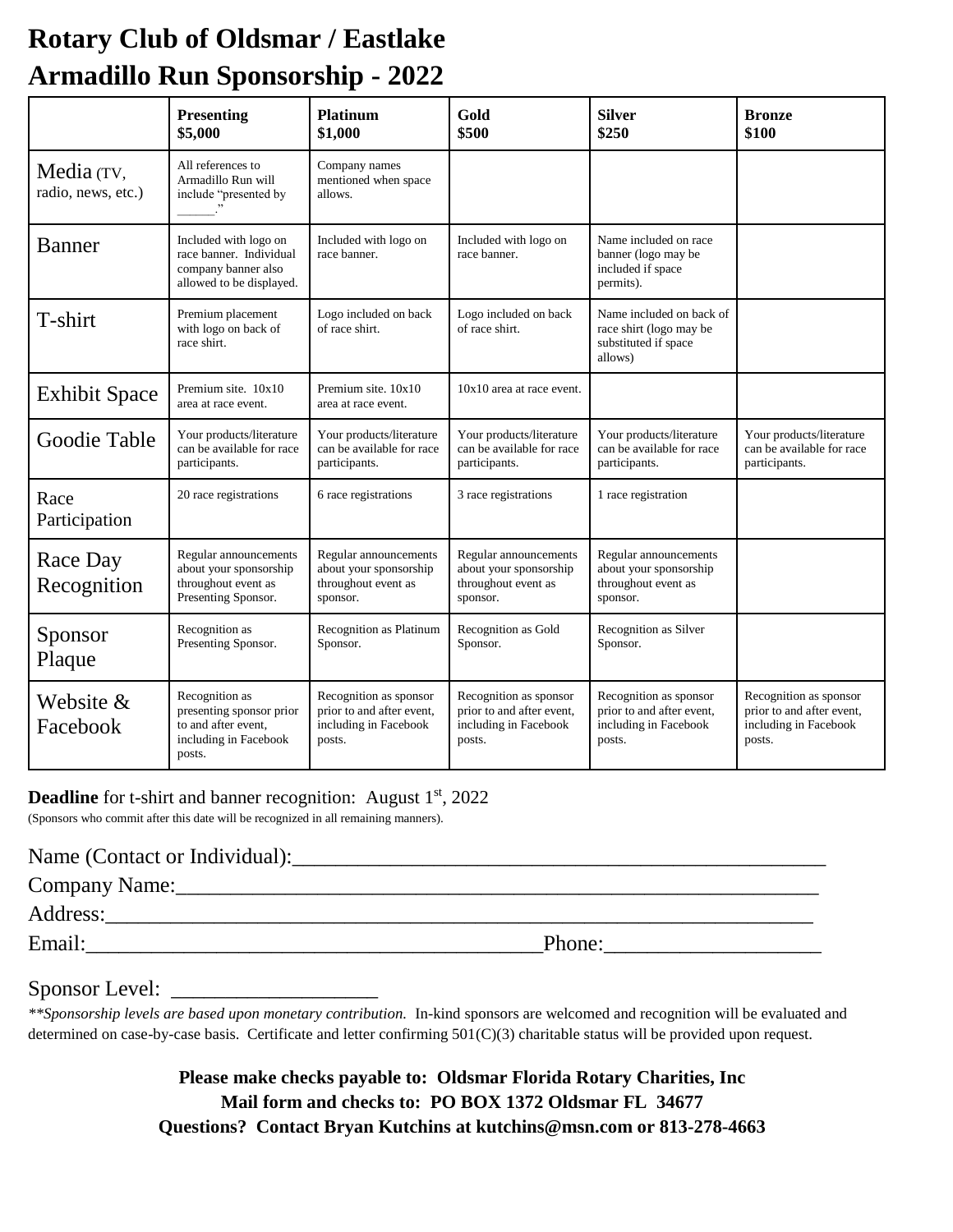# Rotary Club of Oldsmar / Eastlake
# Armadillo Run Sponsorship - 2022

| | **Presenting $5,000** | **Platinum $1,000** | **Gold $500** | **Silver $250** | **Bronze $100** |
|---|---|---|---|---|---|
| Media (TV, radio, news, etc.) | All references to Armadillo Run will include "presented by ______." | Company names mentioned when space allows. | | | |
| Banner | Included with logo on race banner. Individual company banner also allowed to be displayed. | Included with logo on race banner. | Included with logo on race banner. | Name included on race banner (logo may be included if space permits). | |
| T-shirt | Premium placement with logo on back of race shirt. | Logo included on back of race shirt. | Logo included on back of race shirt. | Name included on back of race shirt (logo may be substituted if space allows) | |
| Exhibit Space | Premium site. 10x10 area at race event. | Premium site. 10x10 area at race event. | 10x10 area at race event. | | |
| Goodie Table | Your products/literature can be available for race participants. | Your products/literature can be available for race participants. | Your products/literature can be available for race participants. | Your products/literature can be available for race participants. | Your products/literature can be available for race participants. |
| Race Participation | 20 race registrations | 6 race registrations | 3 race registrations | 1 race registration | |
| Race Day Recognition | Regular announcements about your sponsorship throughout event as Presenting Sponsor. | Regular announcements about your sponsorship throughout event as sponsor. | Regular announcements about your sponsorship throughout event as sponsor. | Regular announcements about your sponsorship throughout event as sponsor. | |
| Sponsor Plaque | Recognition as Presenting Sponsor. | Recognition as Platinum Sponsor. | Recognition as Gold Sponsor. | Recognition as Silver Sponsor. | |
| Website & Facebook | Recognition as presenting sponsor prior to and after event, including in Facebook posts. | Recognition as sponsor prior to and after event, including in Facebook posts. | Recognition as sponsor prior to and after event, including in Facebook posts. | Recognition as sponsor prior to and after event, including in Facebook posts. | Recognition as sponsor prior to and after event, including in Facebook posts. |

**Deadline** for t-shirt and banner recognition: August 1st, 2022
(Sponsors who commit after this date will be recognized in all remaining manners).

Name (Contact or Individual):__________________________________________________

Company Name:____________________________________________________________

Address:_________________________________________________________________

Email:___________________________________________Phone:____________________

Sponsor Level: ____________________

*\*\*Sponsorship levels are based upon monetary contribution.* In-kind sponsors are welcomed and recognition will be evaluated and determined on case-by-case basis. Certificate and letter confirming 501(C)(3) charitable status will be provided upon request.

**Please make checks payable to: Oldsmar Florida Rotary Charities, Inc**
**Mail form and checks to: PO BOX 1372 Oldsmar FL 34677**
**Questions? Contact Bryan Kutchins at kutchins@msn.com or 813-278-4663**